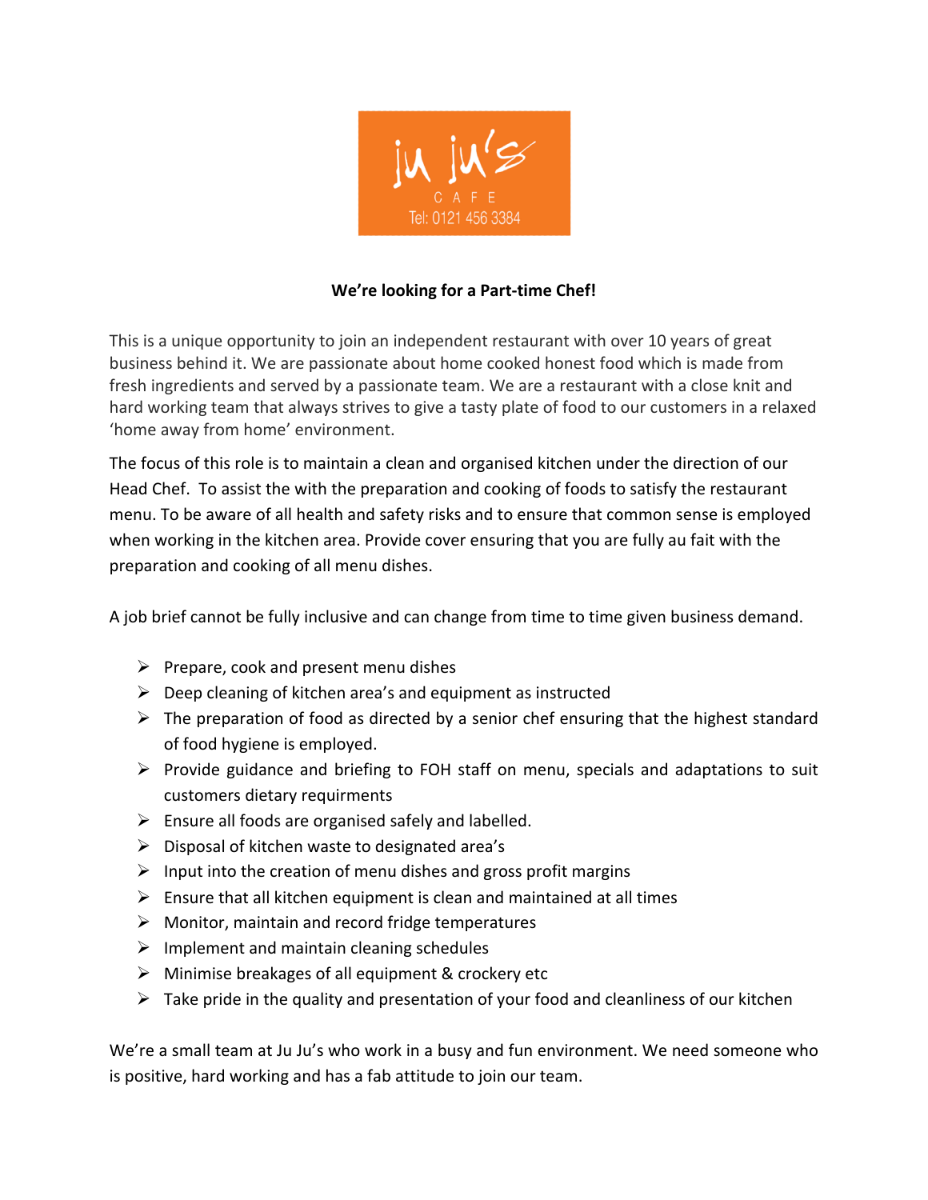ju ju's

CAFE

Tel: 0121 456 3384

**We're looking for a Part-time Chef!**

This is a unique opportunity to join an independent restaurant with over 10 years of great business behind it. We are passionate about home cooked honest food which is made from fresh ingredients and served by a passionate team. We are a restaurant with a close knit and hard working team that always strives to give a tasty plate of food to our customers in a relaxed 'home away from home' environment.

The focus of this role is to maintain a clean and organised kitchen under the direction of our Head Chef. To assist the with the preparation and cooking of foods to satisfy the restaurant menu. To be aware of all health and safety risks and to ensure that common sense is employed when working in the kitchen area. Provide cover ensuring that you are fully au fait with the preparation and cooking of all menu dishes.

A job brief cannot be fully inclusive and can change from time to time given business demand.

- Prepare, cook and present menu dishes
- Deep cleaning of kitchen area's and equipment as instructed
- The preparation of food as directed by a senior chef ensuring that the highest standard of food hygiene is employed.
- Provide guidance and briefing to FOH staff on menu, specials and adaptations to suit customers dietary requirments
- Ensure all foods are organised safely and labelled.
- Disposal of kitchen waste to designated area's
- Input into the creation of menu dishes and gross profit margins
- Ensure that all kitchen equipment is clean and maintained at all times
- Monitor, maintain and record fridge temperatures
- Implement and maintain cleaning schedules
- Minimise breakages of all equipment & crockery etc
- Take pride in the quality and presentation of your food and cleanliness of our kitchen

We're a small team at Ju Ju's who work in a busy and fun environment. We need someone who is positive, hard working and has a fab attitude to join our team.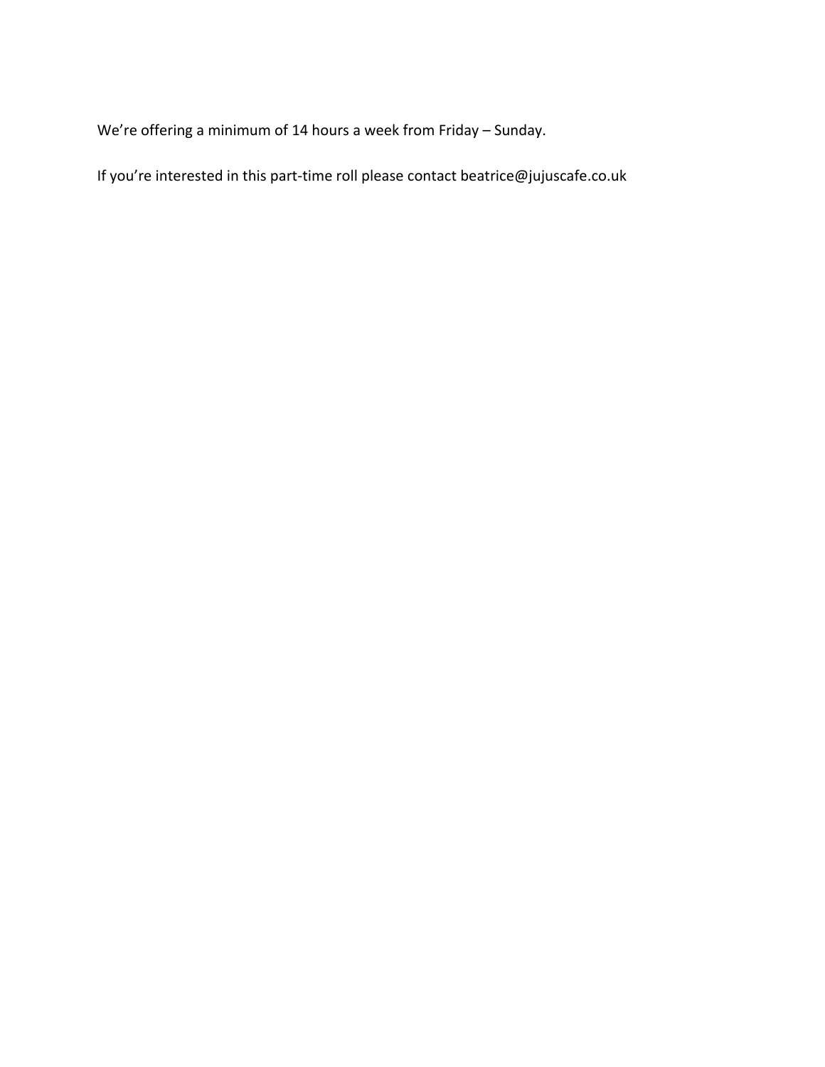We’re offering a minimum of 14 hours a week from Friday – Sunday.

If you’re interested in this part-time roll please contact beatrice@jujuscafe.co.uk